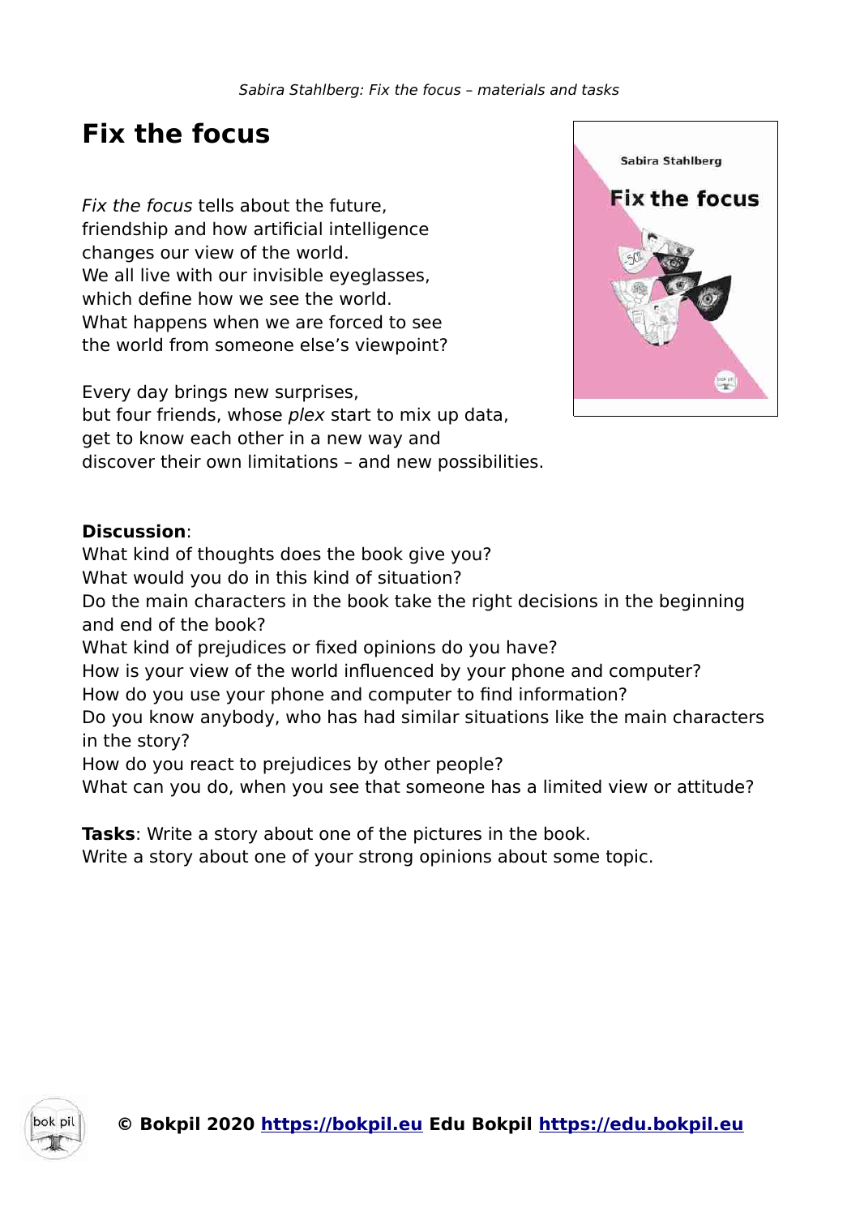# Fix the focus

*Fix the focus* tells about the future,
friendship and how artificial intelligence
changes our view of the world.
We all live with our invisible eyeglasses,
which define how we see the world.
What happens when we are forced to see
the world from someone else's viewpoint?

Every day brings new surprises,
but four friends, whose *plex* start to mix up data,
get to know each other in a new way and
discover their own limitations – and new possibilities.

**Discussion**:
What kind of thoughts does the book give you?
What would you do in this kind of situation?
Do the main characters in the book take the right decisions in the beginning and end of the book?
What kind of prejudices or fixed opinions do you have?
How is your view of the world influenced by your phone and computer?
How do you use your phone and computer to find information?
Do you know anybody, who has had similar situations like the main characters in the story?
How do you react to prejudices by other people?
What can you do, when you see that someone has a limited view or attitude?

**Tasks**: Write a story about one of the pictures in the book.
Write a story about one of your strong opinions about some topic.

**© Bokpil 2020 https://bokpil.eu Edu Bokpil https://edu.bokpil.eu**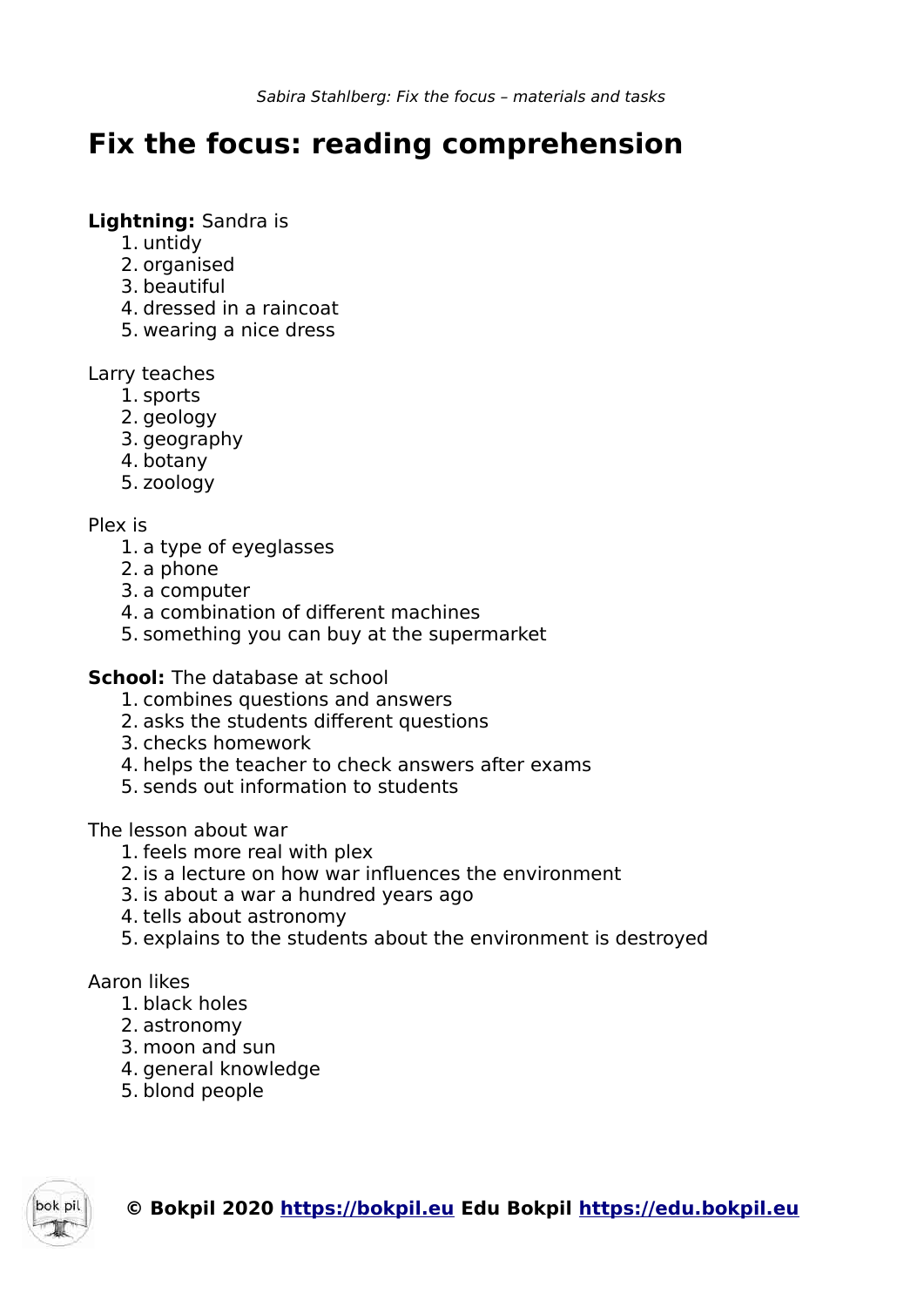# Fix the focus: reading comprehension

**Lightning:** Sandra is

1. untidy
2. organised
3. beautiful
4. dressed in a raincoat
5. wearing a nice dress

Larry teaches

1. sports
2. geology
3. geography
4. botany
5. zoology

Plex is

1. a type of eyeglasses
2. a phone
3. a computer
4. a combination of different machines
5. something you can buy at the supermarket

**School:** The database at school

1. combines questions and answers
2. asks the students different questions
3. checks homework
4. helps the teacher to check answers after exams
5. sends out information to students

The lesson about war

1. feels more real with plex
2. is a lecture on how war influences the environment
3. is about a war a hundred years ago
4. tells about astronomy
5. explains to the students about the environment is destroyed

Aaron likes

1. black holes
2. astronomy
3. moon and sun
4. general knowledge
5. blond people

**© Bokpil 2020 [https://bokpil.eu](https://bokpil.eu) Edu Bokpil [https://edu.bokpil.eu](https://edu.bokpil.eu)**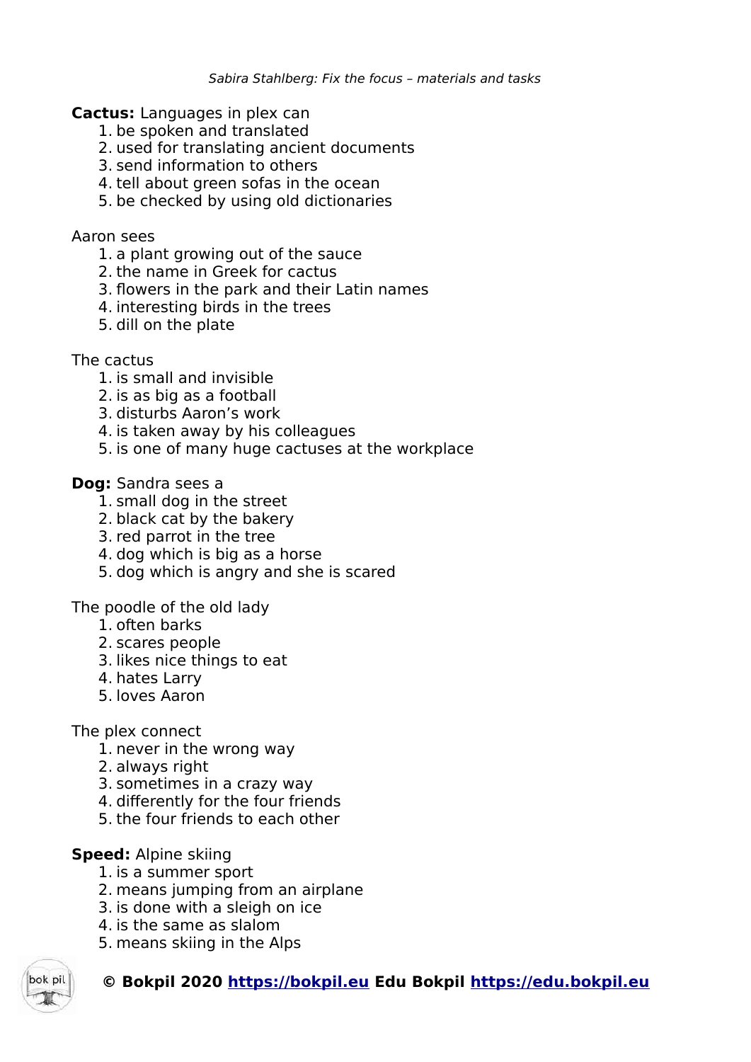**Cactus:** Languages in plex can

1. be spoken and translated
2. used for translating ancient documents
3. send information to others
4. tell about green sofas in the ocean
5. be checked by using old dictionaries

Aaron sees

1. a plant growing out of the sauce
2. the name in Greek for cactus
3. flowers in the park and their Latin names
4. interesting birds in the trees
5. dill on the plate

The cactus

1. is small and invisible
2. is as big as a football
3. disturbs Aaron's work
4. is taken away by his colleagues
5. is one of many huge cactuses at the workplace

**Dog:** Sandra sees a

1. small dog in the street
2. black cat by the bakery
3. red parrot in the tree
4. dog which is big as a horse
5. dog which is angry and she is scared

The poodle of the old lady

1. often barks
2. scares people
3. likes nice things to eat
4. hates Larry
5. loves Aaron

The plex connect

1. never in the wrong way
2. always right
3. sometimes in a crazy way
4. differently for the four friends
5. the four friends to each other

**Speed:** Alpine skiing

1. is a summer sport
2. means jumping from an airplane
3. is done with a sleigh on ice
4. is the same as slalom
5. means skiing in the Alps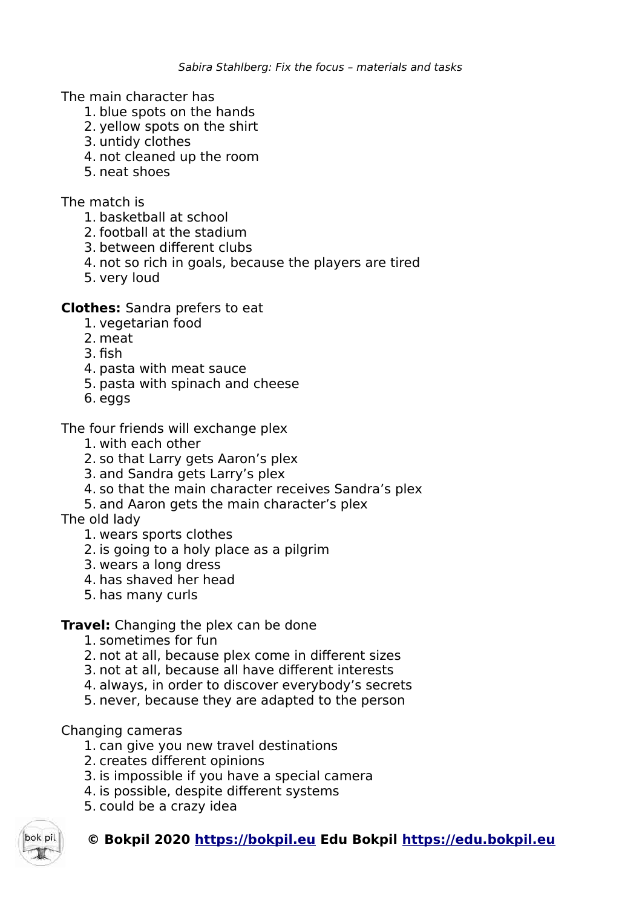The main character has

1. blue spots on the hands
2. yellow spots on the shirt
3. untidy clothes
4. not cleaned up the room
5. neat shoes

The match is

1. basketball at school
2. football at the stadium
3. between different clubs
4. not so rich in goals, because the players are tired
5. very loud

**Clothes:** Sandra prefers to eat

1. vegetarian food
2. meat
3. fish
4. pasta with meat sauce
5. pasta with spinach and cheese
6. eggs

The four friends will exchange plex

1. with each other
2. so that Larry gets Aaron's plex
3. and Sandra gets Larry's plex
4. so that the main character receives Sandra's plex
5. and Aaron gets the main character's plex

The old lady

1. wears sports clothes
2. is going to a holy place as a pilgrim
3. wears a long dress
4. has shaved her head
5. has many curls

**Travel:** Changing the plex can be done

1. sometimes for fun
2. not at all, because plex come in different sizes
3. not at all, because all have different interests
4. always, in order to discover everybody's secrets
5. never, because they are adapted to the person

Changing cameras

1. can give you new travel destinations
2. creates different opinions
3. is impossible if you have a special camera
4. is possible, despite different systems
5. could be a crazy idea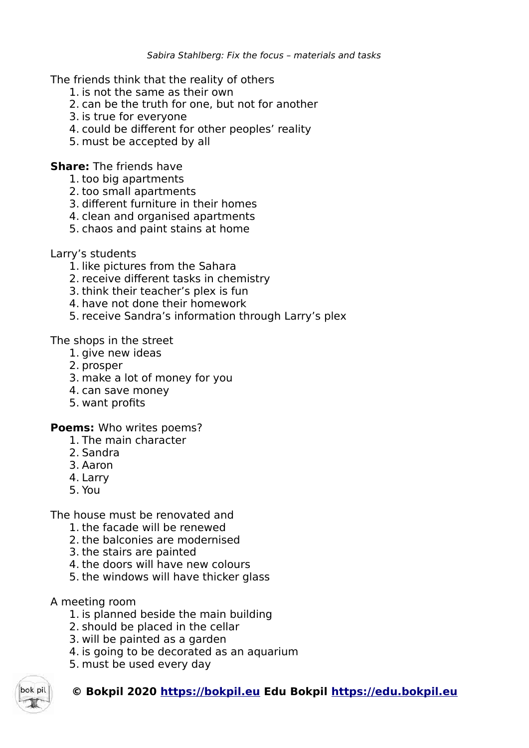The friends think that the reality of others

1. is not the same as their own
2. can be the truth for one, but not for another
3. is true for everyone
4. could be different for other peoples' reality
5. must be accepted by all

**Share:** The friends have

1. too big apartments
2. too small apartments
3. different furniture in their homes
4. clean and organised apartments
5. chaos and paint stains at home

Larry's students

1. like pictures from the Sahara
2. receive different tasks in chemistry
3. think their teacher's plex is fun
4. have not done their homework
5. receive Sandra's information through Larry's plex

The shops in the street

1. give new ideas
2. prosper
3. make a lot of money for you
4. can save money
5. want profits

**Poems:** Who writes poems?

1. The main character
2. Sandra
3. Aaron
4. Larry
5. You

The house must be renovated and

1. the facade will be renewed
2. the balconies are modernised
3. the stairs are painted
4. the doors will have new colours
5. the windows will have thicker glass

A meeting room

1. is planned beside the main building
2. should be placed in the cellar
3. will be painted as a garden
4. is going to be decorated as an aquarium
5. must be used every day

**© Bokpil 2020 [https://bokpil.eu](https://bokpil.eu) Edu Bokpil [https://edu.bokpil.eu](https://edu.bokpil.eu)**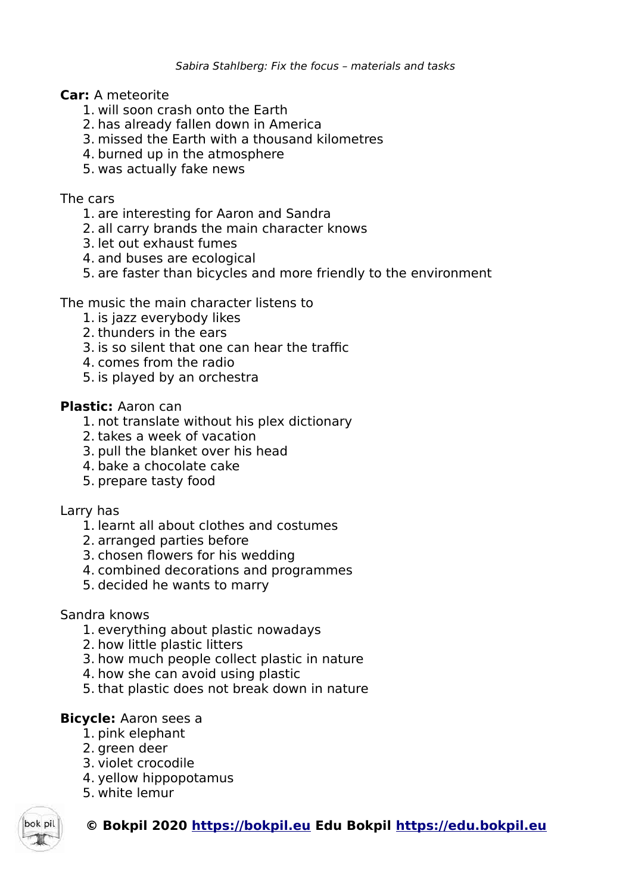**Car:** A meteorite

1. will soon crash onto the Earth
2. has already fallen down in America
3. missed the Earth with a thousand kilometres
4. burned up in the atmosphere
5. was actually fake news

The cars

1. are interesting for Aaron and Sandra
2. all carry brands the main character knows
3. let out exhaust fumes
4. and buses are ecological
5. are faster than bicycles and more friendly to the environment

The music the main character listens to

1. is jazz everybody likes
2. thunders in the ears
3. is so silent that one can hear the traffic
4. comes from the radio
5. is played by an orchestra

**Plastic:** Aaron can

1. not translate without his plex dictionary
2. takes a week of vacation
3. pull the blanket over his head
4. bake a chocolate cake
5. prepare tasty food

Larry has

1. learnt all about clothes and costumes
2. arranged parties before
3. chosen flowers for his wedding
4. combined decorations and programmes
5. decided he wants to marry

Sandra knows

1. everything about plastic nowadays
2. how little plastic litters
3. how much people collect plastic in nature
4. how she can avoid using plastic
5. that plastic does not break down in nature

**Bicycle:** Aaron sees a

1. pink elephant
2. green deer
3. violet crocodile
4. yellow hippopotamus
5. white lemur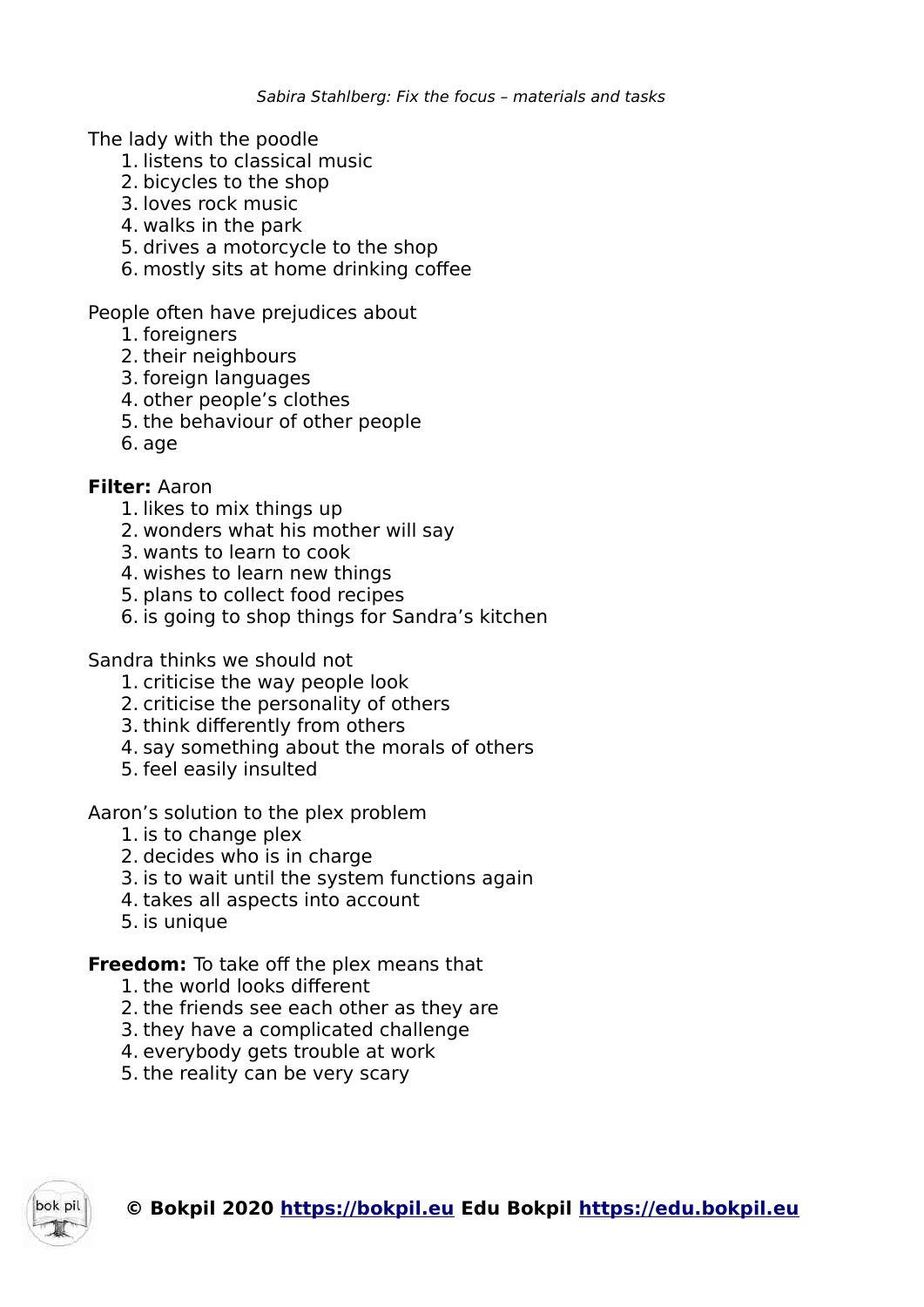The lady with the poodle

1. listens to classical music
2. bicycles to the shop
3. loves rock music
4. walks in the park
5. drives a motorcycle to the shop
6. mostly sits at home drinking coffee

People often have prejudices about

1. foreigners
2. their neighbours
3. foreign languages
4. other people's clothes
5. the behaviour of other people
6. age

**Filter:** Aaron

1. likes to mix things up
2. wonders what his mother will say
3. wants to learn to cook
4. wishes to learn new things
5. plans to collect food recipes
6. is going to shop things for Sandra's kitchen

Sandra thinks we should not

1. criticise the way people look
2. criticise the personality of others
3. think differently from others
4. say something about the morals of others
5. feel easily insulted

Aaron's solution to the plex problem

1. is to change plex
2. decides who is in charge
3. is to wait until the system functions again
4. takes all aspects into account
5. is unique

**Freedom:** To take off the plex means that

1. the world looks different
2. the friends see each other as they are
3. they have a complicated challenge
4. everybody gets trouble at work
5. the reality can be very scary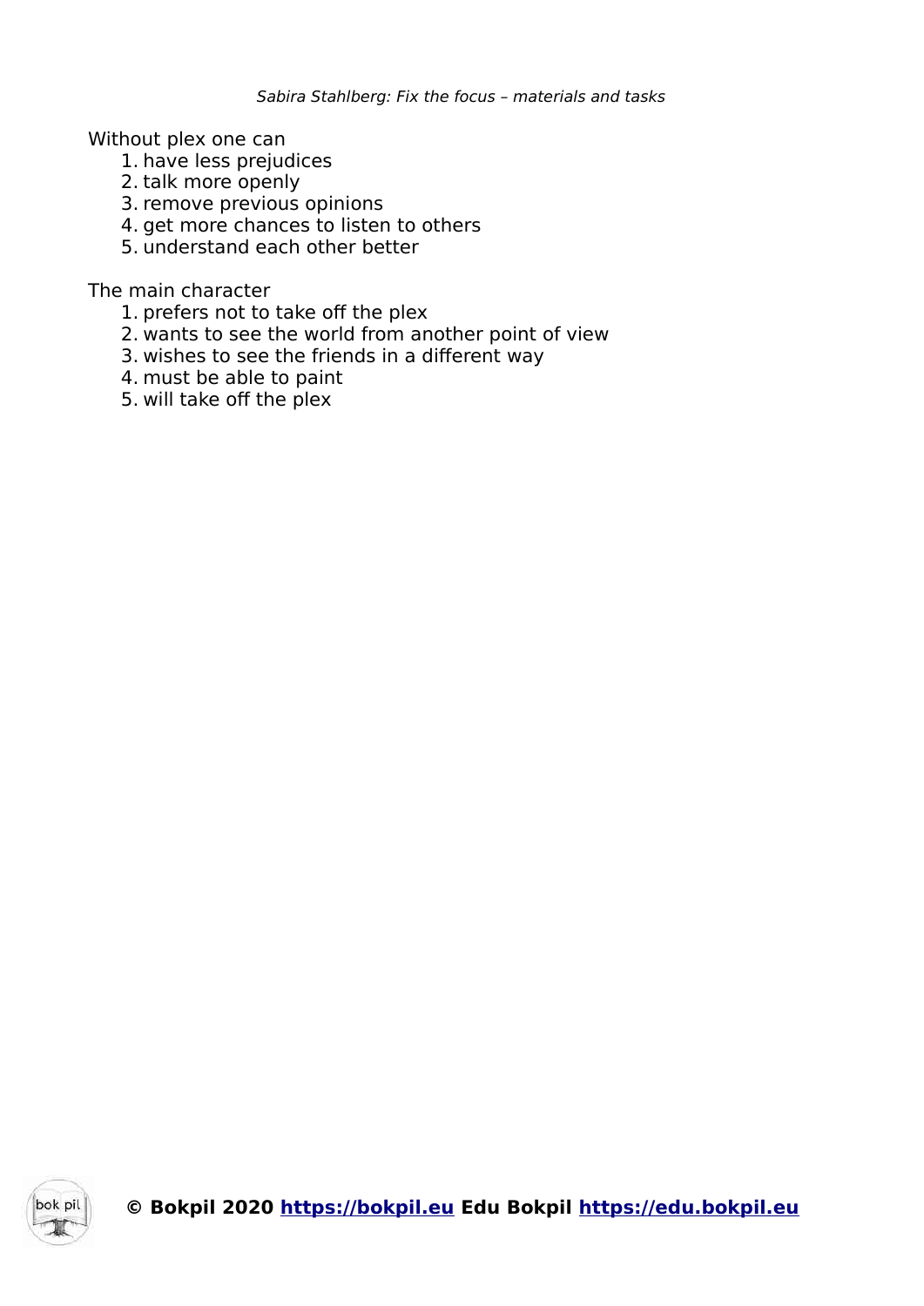Without plex one can

1. have less prejudices
2. talk more openly
3. remove previous opinions
4. get more chances to listen to others
5. understand each other better

The main character

1. prefers not to take off the plex
2. wants to see the world from another point of view
3. wishes to see the friends in a different way
4. must be able to paint
5. will take off the plex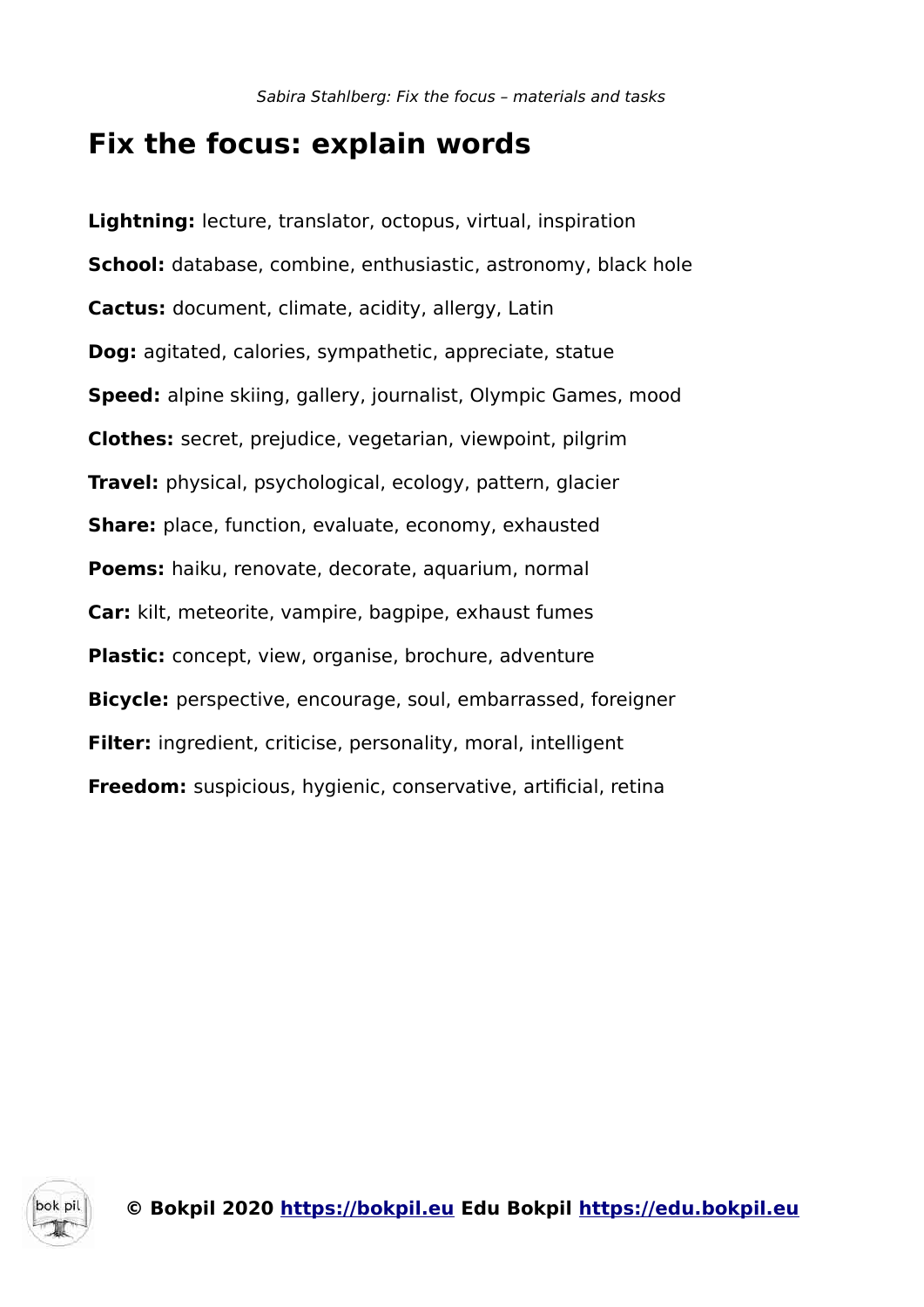# Fix the focus: explain words

**Lightning:** lecture, translator, octopus, virtual, inspiration

**School:** database, combine, enthusiastic, astronomy, black hole

**Cactus:** document, climate, acidity, allergy, Latin

**Dog:** agitated, calories, sympathetic, appreciate, statue

**Speed:** alpine skiing, gallery, journalist, Olympic Games, mood

**Clothes:** secret, prejudice, vegetarian, viewpoint, pilgrim

**Travel:** physical, psychological, ecology, pattern, glacier

**Share:** place, function, evaluate, economy, exhausted

**Poems:** haiku, renovate, decorate, aquarium, normal

**Car:** kilt, meteorite, vampire, bagpipe, exhaust fumes

**Plastic:** concept, view, organise, brochure, adventure

**Bicycle:** perspective, encourage, soul, embarrassed, foreigner

**Filter:** ingredient, criticise, personality, moral, intelligent

**Freedom:** suspicious, hygienic, conservative, artificial, retina